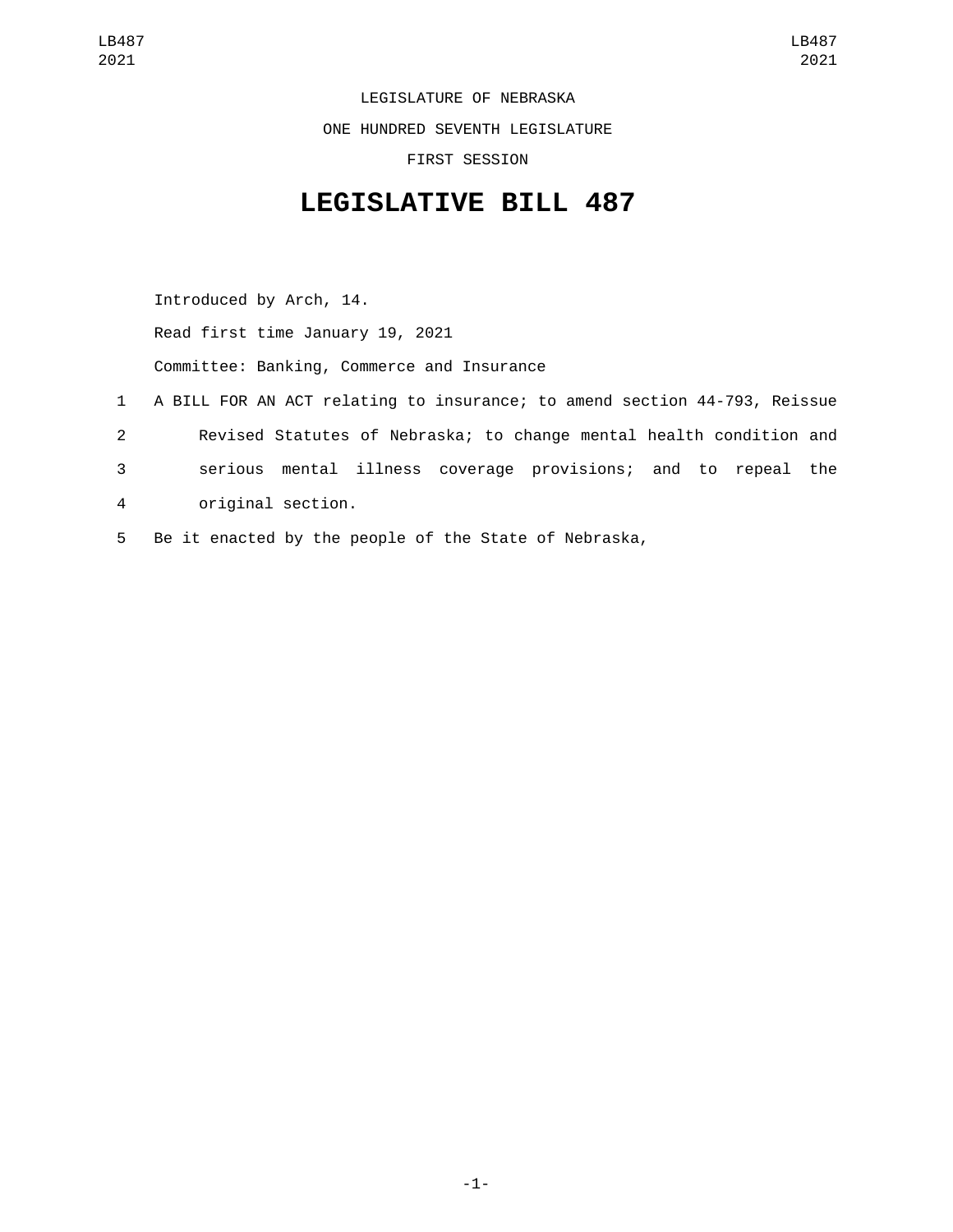LEGISLATURE OF NEBRASKA

ONE HUNDRED SEVENTH LEGISLATURE

FIRST SESSION

# LEGISLATIVE BILL 487

Introduced by Arch, 14.

Read first time January 19, 2021

Committee: Banking, Commerce and Insurance

1 A BILL FOR AN ACT relating to insurance; to amend section 44-793, Reissue
2 Revised Statutes of Nebraska; to change mental health condition and
3 serious mental illness coverage provisions; and to repeal the
4 original section.

5 Be it enacted by the people of the State of Nebraska,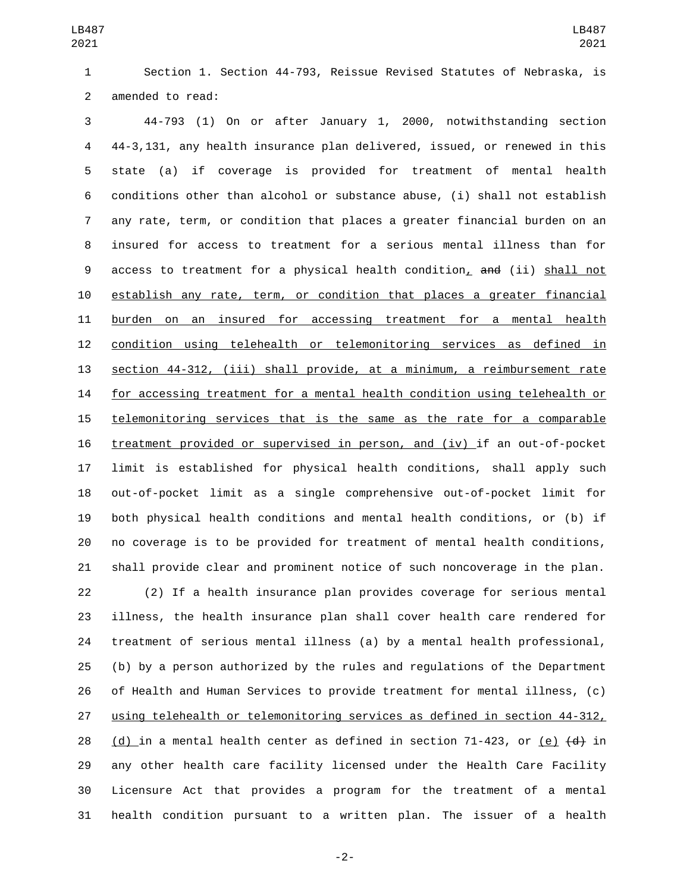Section 1. Section 44-793, Reissue Revised Statutes of Nebraska, is amended to read:

44-793 (1) On or after January 1, 2000, notwithstanding section 44-3,131, any health insurance plan delivered, issued, or renewed in this state (a) if coverage is provided for treatment of mental health conditions other than alcohol or substance abuse, (i) shall not establish any rate, term, or condition that places a greater financial burden on an insured for access to treatment for a serious mental illness than for access to treatment for a physical health condition, ~~and~~ (ii) shall not establish any rate, term, or condition that places a greater financial burden on an insured for accessing treatment for a mental health condition using telehealth or telemonitoring services as defined in section 44-312, (iii) shall provide, at a minimum, a reimbursement rate for accessing treatment for a mental health condition using telehealth or telemonitoring services that is the same as the rate for a comparable treatment provided or supervised in person, and (iv) if an out-of-pocket limit is established for physical health conditions, shall apply such out-of-pocket limit as a single comprehensive out-of-pocket limit for both physical health conditions and mental health conditions, or (b) if no coverage is to be provided for treatment of mental health conditions, shall provide clear and prominent notice of such noncoverage in the plan.

(2) If a health insurance plan provides coverage for serious mental illness, the health insurance plan shall cover health care rendered for treatment of serious mental illness (a) by a mental health professional, (b) by a person authorized by the rules and regulations of the Department of Health and Human Services to provide treatment for mental illness, (c) using telehealth or telemonitoring services as defined in section 44-312, (d) in a mental health center as defined in section 71-423, or (e) ~~(d)~~ in any other health care facility licensed under the Health Care Facility Licensure Act that provides a program for the treatment of a mental health condition pursuant to a written plan. The issuer of a health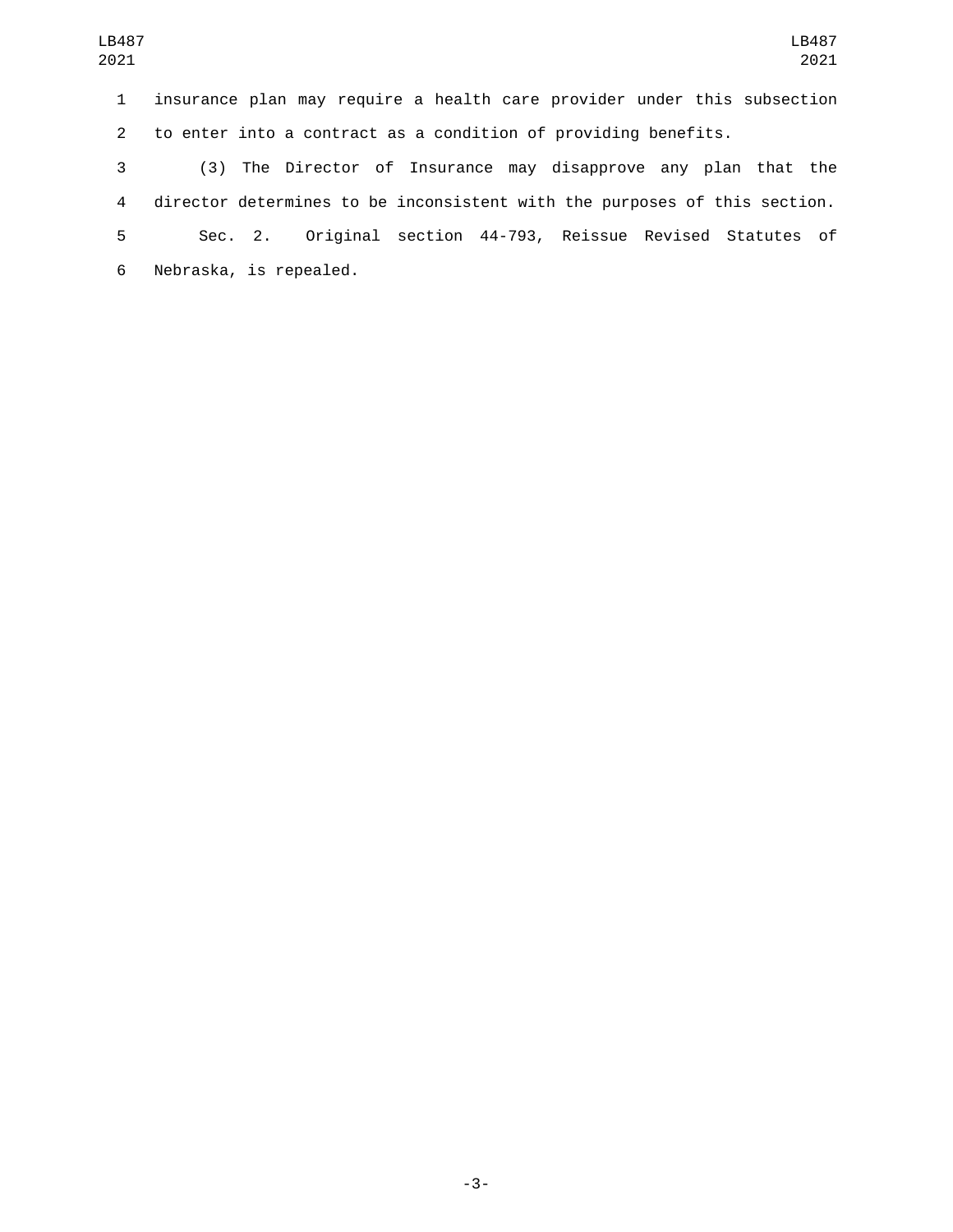insurance plan may require a health care provider under this subsection to enter into a contract as a condition of providing benefits.

(3) The Director of Insurance may disapprove any plan that the director determines to be inconsistent with the purposes of this section.

Sec. 2. Original section 44-793, Reissue Revised Statutes of Nebraska, is repealed.